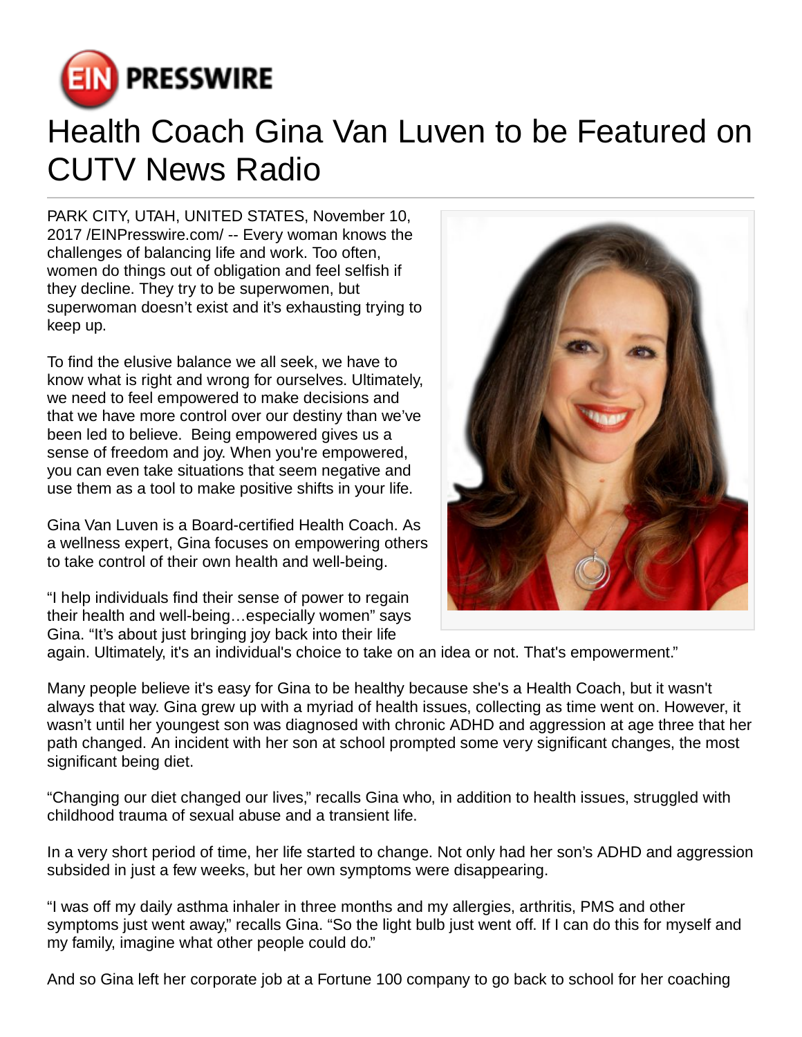# Health Coach Gina Van Luven to be Featured on CUTV News Radio

PARK CITY, UTAH, UNITED STATES, November 10, 2017 /EINPresswire.com/ -- Every woman knows the challenges of balancing life and work. Too often, women do things out of obligation and feel selfish if they decline. They try to be superwomen, but superwoman doesn't exist and it's exhausting trying to keep up.

To find the elusive balance we all seek, we have to know what is right and wrong for ourselves. Ultimately, we need to feel empowered to make decisions and that we have more control over our destiny than we've been led to believe. Being empowered gives us a sense of freedom and joy. When you're empowered, you can even take situations that seem negative and use them as a tool to make positive shifts in your life.

Gina Van Luven is a Board-certified Health Coach. As a wellness expert, Gina focuses on empowering others to take control of their own health and well-being.

"I help individuals find their sense of power to regain their health and well-being…especially women" says Gina. "It's about just bringing joy back into their life again. Ultimately, it's an individual's choice to take on an idea or not. That's empowerment."

Many people believe it's easy for Gina to be healthy because she's a Health Coach, but it wasn't always that way. Gina grew up with a myriad of health issues, collecting as time went on. However, it wasn't until her youngest son was diagnosed with chronic ADHD and aggression at age three that her path changed. An incident with her son at school prompted some very significant changes, the most significant being diet.

"Changing our diet changed our lives," recalls Gina who, in addition to health issues, struggled with childhood trauma of sexual abuse and a transient life.

In a very short period of time, her life started to change. Not only had her son's ADHD and aggression subsided in just a few weeks, but her own symptoms were disappearing.

"I was off my daily asthma inhaler in three months and my allergies, arthritis, PMS and other symptoms just went away," recalls Gina. "So the light bulb just went off. If I can do this for myself and my family, imagine what other people could do."

And so Gina left her corporate job at a Fortune 100 company to go back to school for her coaching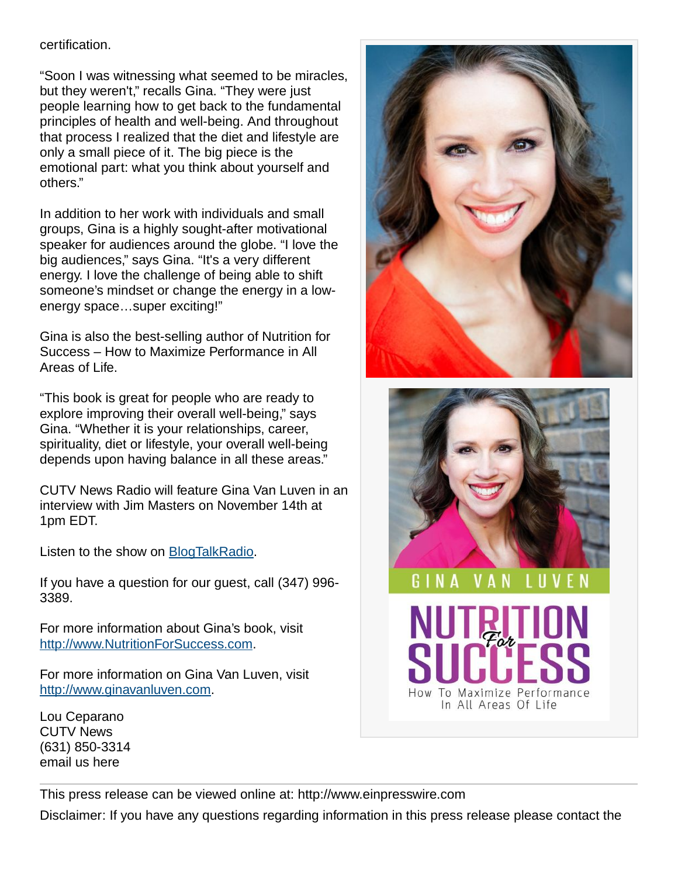certification.

“Soon I was witnessing what seemed to be miracles, but they weren't,” recalls Gina. “They were just people learning how to get back to the fundamental principles of health and well-being. And throughout that process I realized that the diet and lifestyle are only a small piece of it. The big piece is the emotional part: what you think about yourself and others.”

In addition to her work with individuals and small groups, Gina is a highly sought-after motivational speaker for audiences around the globe. “I love the big audiences,” says Gina. “It's a very different energy. I love the challenge of being able to shift someone’s mindset or change the energy in a low-energy space…super exciting!”

Gina is also the best-selling author of Nutrition for Success – How to Maximize Performance in All Areas of Life.

“This book is great for people who are ready to explore improving their overall well-being,” says Gina. “Whether it is your relationships, career, spirituality, diet or lifestyle, your overall well-being depends upon having balance in all these areas.”

CUTV News Radio will feature Gina Van Luven in an interview with Jim Masters on November 14th at 1pm EDT.

Listen to the show on [BlogTalkRadio](BlogTalkRadio).

If you have a question for our guest, call (347) 996-3389.

For more information about Gina’s book, visit [http://www.NutritionForSuccess.com](http://www.NutritionForSuccess.com).

For more information on Gina Van Luven, visit [http://www.ginavanluven.com](http://www.ginavanluven.com).

Lou Ceparano
CUTV News
(631) 850-3314
email us here

GINA VAN LUVEN

NUTRITION For SUCCESS

How To Maximize Performance In All Areas Of Life

---

This press release can be viewed online at: http://www.einpresswire.com

Disclaimer: If you have any questions regarding information in this press release please contact the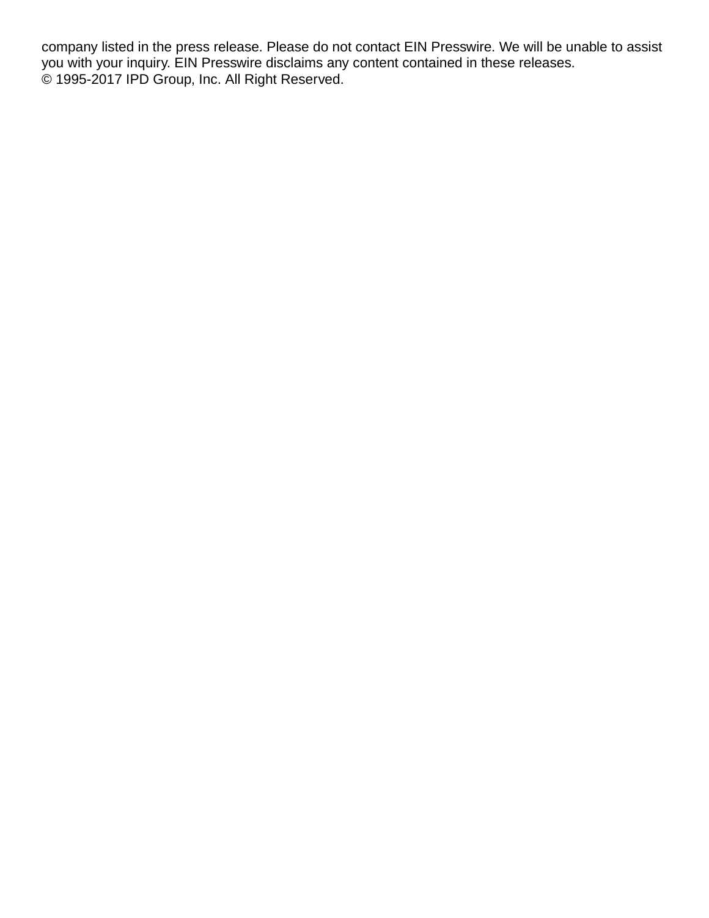company listed in the press release. Please do not contact EIN Presswire. We will be unable to assist you with your inquiry. EIN Presswire disclaims any content contained in these releases.
© 1995-2017 IPD Group, Inc. All Right Reserved.